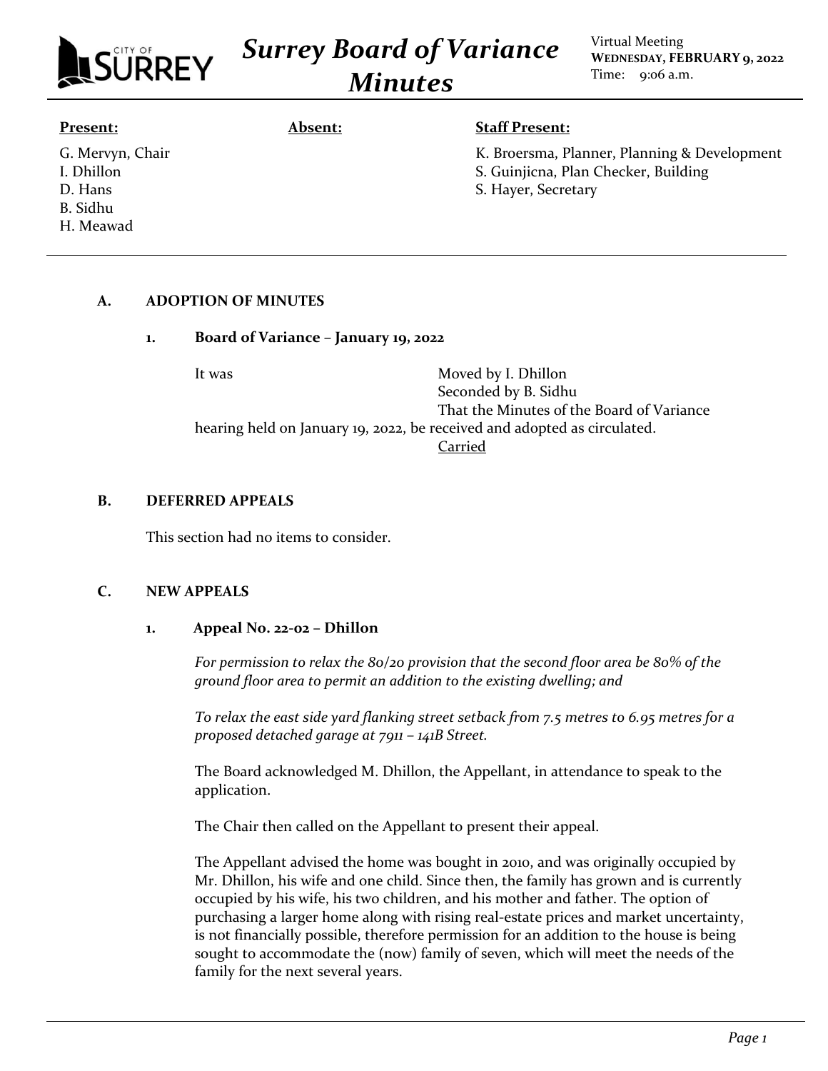# Surey Board of Variance Minutes

Virtual Meeting
**WEDNESDAY, FEBRUARY 9, 2022**
Time: 9:06 a.m.

| **Present:** | **Absent:** | **Staff Present:** |
|---|---|---|
| G. Mervyn, Chair<br>I. Dhillon<br>D. Hans<br>B. Sidhu<br>H. Meawad | | K. Broersma, Planner, Planning & Development<br>S. Guinjicna, Plan Checker, Building<br>S. Hayer, Secretary |

## A. ADOPTION OF MINUTES

### 1. Board of Variance – January 19, 2022

It was Moved by I. Dhillon
Seconded by B. Sidhu
That the Minutes of the Board of Variance hearing held on January 19, 2022, be received and adopted as circulated.
Carried

## B. DEFERRED APPEALS

This section had no items to consider.

## C. NEW APPEALS

### 1. Appeal No. 22-02 – Dhillon

*For permission to relax the 80/20 provision that the second floor area be 80% of the ground floor area to permit an addition to the existing dwelling; and*

*To relax the east side yard flanking street setback from 7.5 metres to 6.95 metres for a proposed detached garage at 7911 – 141B Street.*

The Board acknowledged M. Dhillon, the Appellant, in attendance to speak to the application.

The Chair then called on the Appellant to present their appeal.

The Appellant advised the home was bought in 2010, and was originally occupied by Mr. Dhillon, his wife and one child. Since then, the family has grown and is currently occupied by his wife, his two children, and his mother and father. The option of purchasing a larger home along with rising real-estate prices and market uncertainty, is not financially possible, therefore permission for an addition to the house is being sought to accommodate the (now) family of seven, which will meet the needs of the family for the next several years.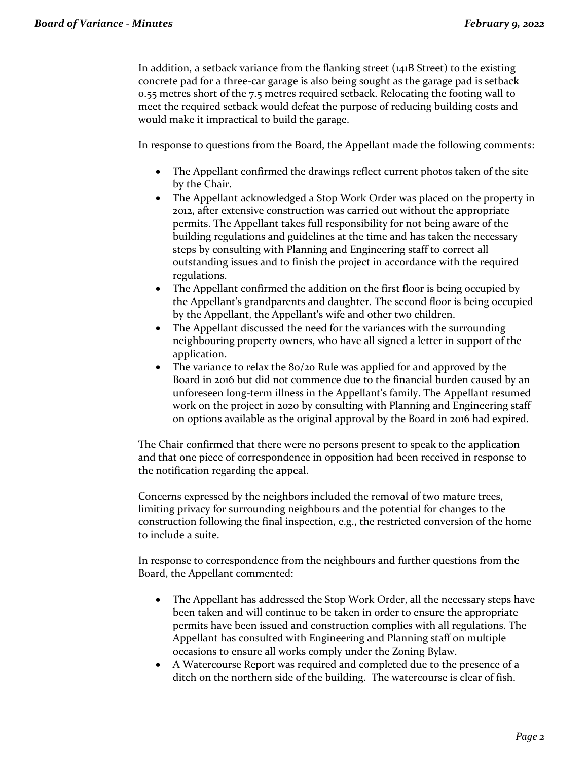In addition, a setback variance from the flanking street (141B Street) to the existing concrete pad for a three-car garage is also being sought as the garage pad is setback 0.55 metres short of the 7.5 metres required setback. Relocating the footing wall to meet the required setback would defeat the purpose of reducing building costs and would make it impractical to build the garage.

In response to questions from the Board, the Appellant made the following comments:

- The Appellant confirmed the drawings reflect current photos taken of the site by the Chair.
- The Appellant acknowledged a Stop Work Order was placed on the property in 2012, after extensive construction was carried out without the appropriate permits. The Appellant takes full responsibility for not being aware of the building regulations and guidelines at the time and has taken the necessary steps by consulting with Planning and Engineering staff to correct all outstanding issues and to finish the project in accordance with the required regulations.
- The Appellant confirmed the addition on the first floor is being occupied by the Appellant's grandparents and daughter. The second floor is being occupied by the Appellant, the Appellant's wife and other two children.
- The Appellant discussed the need for the variances with the surrounding neighbouring property owners, who have all signed a letter in support of the application.
- The variance to relax the 80/20 Rule was applied for and approved by the Board in 2016 but did not commence due to the financial burden caused by an unforeseen long-term illness in the Appellant's family. The Appellant resumed work on the project in 2020 by consulting with Planning and Engineering staff on options available as the original approval by the Board in 2016 had expired.

The Chair confirmed that there were no persons present to speak to the application and that one piece of correspondence in opposition had been received in response to the notification regarding the appeal.

Concerns expressed by the neighbors included the removal of two mature trees, limiting privacy for surrounding neighbours and the potential for changes to the construction following the final inspection, e.g., the restricted conversion of the home to include a suite.

In response to correspondence from the neighbours and further questions from the Board, the Appellant commented:

- The Appellant has addressed the Stop Work Order, all the necessary steps have been taken and will continue to be taken in order to ensure the appropriate permits have been issued and construction complies with all regulations. The Appellant has consulted with Engineering and Planning staff on multiple occasions to ensure all works comply under the Zoning Bylaw.
- A Watercourse Report was required and completed due to the presence of a ditch on the northern side of the building. The watercourse is clear of fish.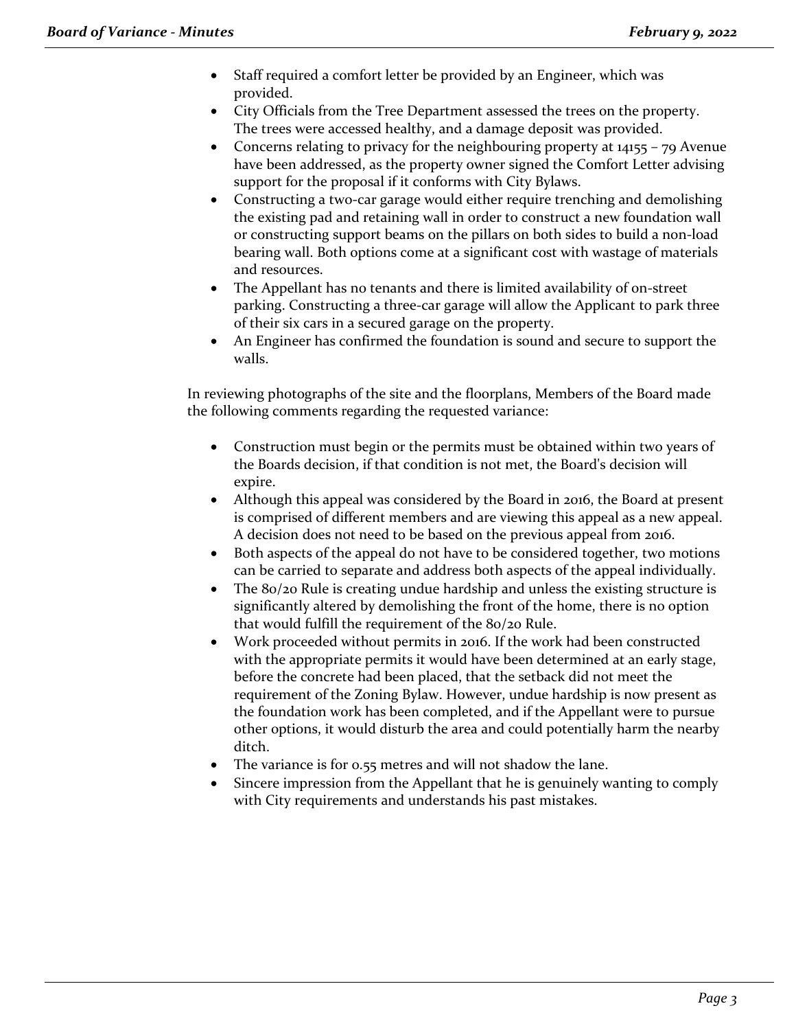- Staff required a comfort letter be provided by an Engineer, which was provided.
- City Officials from the Tree Department assessed the trees on the property. The trees were accessed healthy, and a damage deposit was provided.
- Concerns relating to privacy for the neighbouring property at 14155 – 79 Avenue have been addressed, as the property owner signed the Comfort Letter advising support for the proposal if it conforms with City Bylaws.
- Constructing a two-car garage would either require trenching and demolishing the existing pad and retaining wall in order to construct a new foundation wall or constructing support beams on the pillars on both sides to build a non-load bearing wall. Both options come at a significant cost with wastage of materials and resources.
- The Appellant has no tenants and there is limited availability of on-street parking. Constructing a three-car garage will allow the Applicant to park three of their six cars in a secured garage on the property.
- An Engineer has confirmed the foundation is sound and secure to support the walls.

In reviewing photographs of the site and the floorplans, Members of the Board made the following comments regarding the requested variance:

- Construction must begin or the permits must be obtained within two years of the Boards decision, if that condition is not met, the Board's decision will expire.
- Although this appeal was considered by the Board in 2016, the Board at present is comprised of different members and are viewing this appeal as a new appeal. A decision does not need to be based on the previous appeal from 2016.
- Both aspects of the appeal do not have to be considered together, two motions can be carried to separate and address both aspects of the appeal individually.
- The 80/20 Rule is creating undue hardship and unless the existing structure is significantly altered by demolishing the front of the home, there is no option that would fulfill the requirement of the 80/20 Rule.
- Work proceeded without permits in 2016. If the work had been constructed with the appropriate permits it would have been determined at an early stage, before the concrete had been placed, that the setback did not meet the requirement of the Zoning Bylaw. However, undue hardship is now present as the foundation work has been completed, and if the Appellant were to pursue other options, it would disturb the area and could potentially harm the nearby ditch.
- The variance is for 0.55 metres and will not shadow the lane.
- Sincere impression from the Appellant that he is genuinely wanting to comply with City requirements and understands his past mistakes.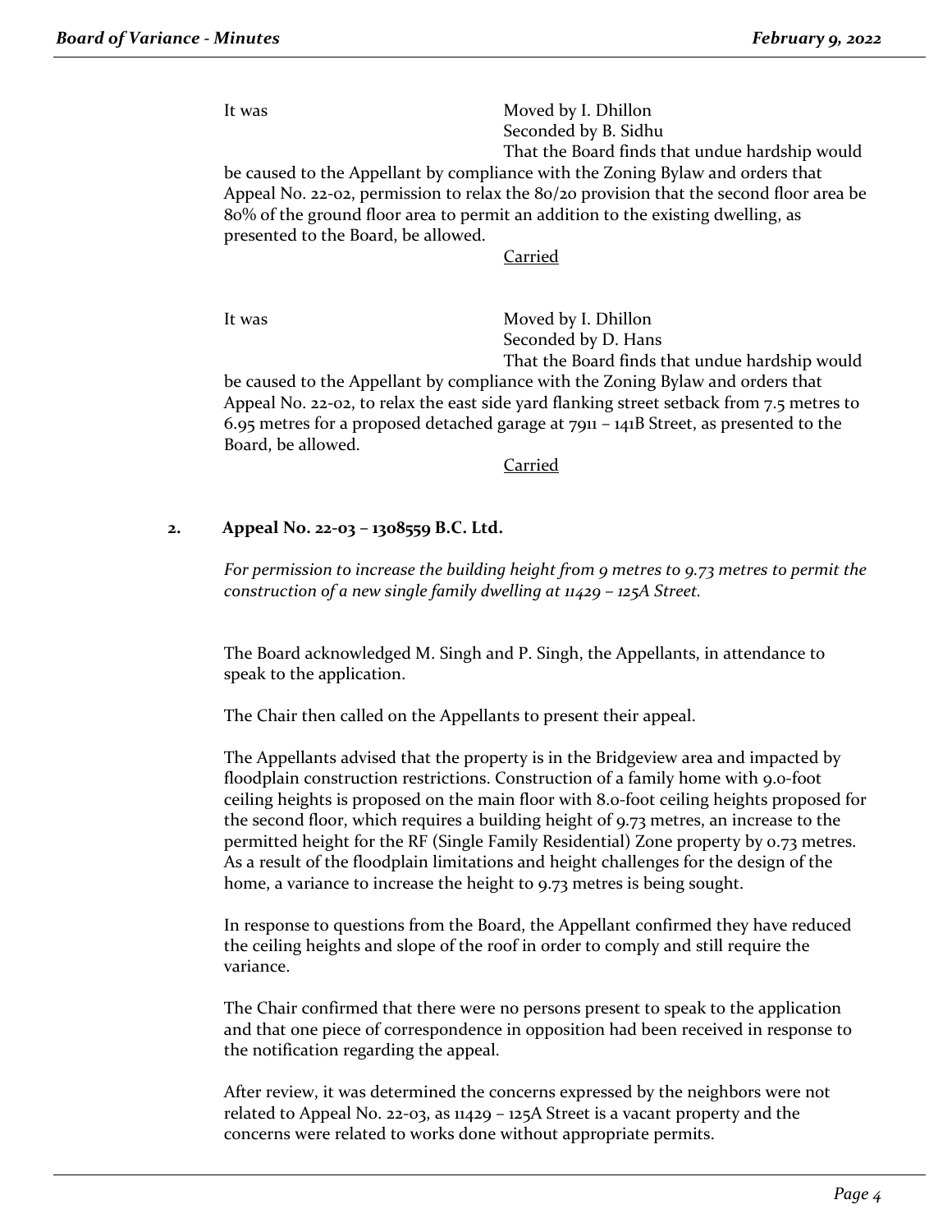It was Moved by I. Dhillon
Seconded by B. Sidhu
That the Board finds that undue hardship would be caused to the Appellant by compliance with the Zoning Bylaw and orders that Appeal No. 22-02, permission to relax the 80/20 provision that the second floor area be 80% of the ground floor area to permit an addition to the existing dwelling, as presented to the Board, be allowed.

Carried

It was Moved by I. Dhillon
Seconded by D. Hans
That the Board finds that undue hardship would be caused to the Appellant by compliance with the Zoning Bylaw and orders that Appeal No. 22-02, to relax the east side yard flanking street setback from 7.5 metres to 6.95 metres for a proposed detached garage at 7911 – 141B Street, as presented to the Board, be allowed.

Carried

## 2. Appeal No. 22-03 – 1308559 B.C. Ltd.

*For permission to increase the building height from 9 metres to 9.73 metres to permit the construction of a new single family dwelling at 11429 – 125A Street.*

The Board acknowledged M. Singh and P. Singh, the Appellants, in attendance to speak to the application.

The Chair then called on the Appellants to present their appeal.

The Appellants advised that the property is in the Bridgeview area and impacted by floodplain construction restrictions. Construction of a family home with 9.0-foot ceiling heights is proposed on the main floor with 8.0-foot ceiling heights proposed for the second floor, which requires a building height of 9.73 metres, an increase to the permitted height for the RF (Single Family Residential) Zone property by 0.73 metres. As a result of the floodplain limitations and height challenges for the design of the home, a variance to increase the height to 9.73 metres is being sought.

In response to questions from the Board, the Appellant confirmed they have reduced the ceiling heights and slope of the roof in order to comply and still require the variance.

The Chair confirmed that there were no persons present to speak to the application and that one piece of correspondence in opposition had been received in response to the notification regarding the appeal.

After review, it was determined the concerns expressed by the neighbors were not related to Appeal No. 22-03, as 11429 – 125A Street is a vacant property and the concerns were related to works done without appropriate permits.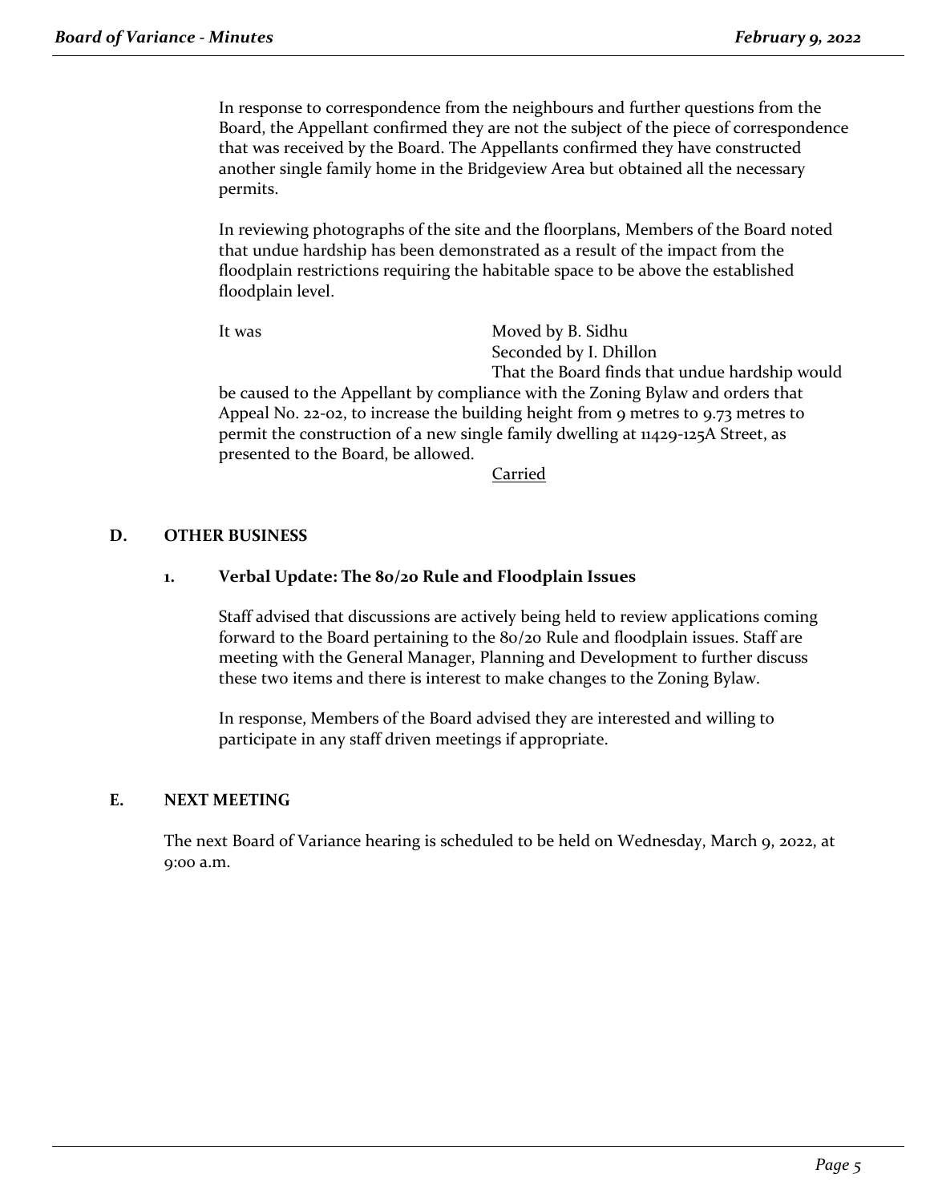In response to correspondence from the neighbours and further questions from the Board, the Appellant confirmed they are not the subject of the piece of correspondence that was received by the Board. The Appellants confirmed they have constructed another single family home in the Bridgeview Area but obtained all the necessary permits.

In reviewing photographs of the site and the floorplans, Members of the Board noted that undue hardship has been demonstrated as a result of the impact from the floodplain restrictions requiring the habitable space to be above the established floodplain level.

It was Moved by B. Sidhu
Seconded by I. Dhillon
That the Board finds that undue hardship would be caused to the Appellant by compliance with the Zoning Bylaw and orders that Appeal No. 22-02, to increase the building height from 9 metres to 9.73 metres to permit the construction of a new single family dwelling at 11429-125A Street, as presented to the Board, be allowed.

Carried

## D. OTHER BUSINESS

### 1. Verbal Update: The 80/20 Rule and Floodplain Issues

Staff advised that discussions are actively being held to review applications coming forward to the Board pertaining to the 80/20 Rule and floodplain issues. Staff are meeting with the General Manager, Planning and Development to further discuss these two items and there is interest to make changes to the Zoning Bylaw.

In response, Members of the Board advised they are interested and willing to participate in any staff driven meetings if appropriate.

## E. NEXT MEETING

The next Board of Variance hearing is scheduled to be held on Wednesday, March 9, 2022, at 9:00 a.m.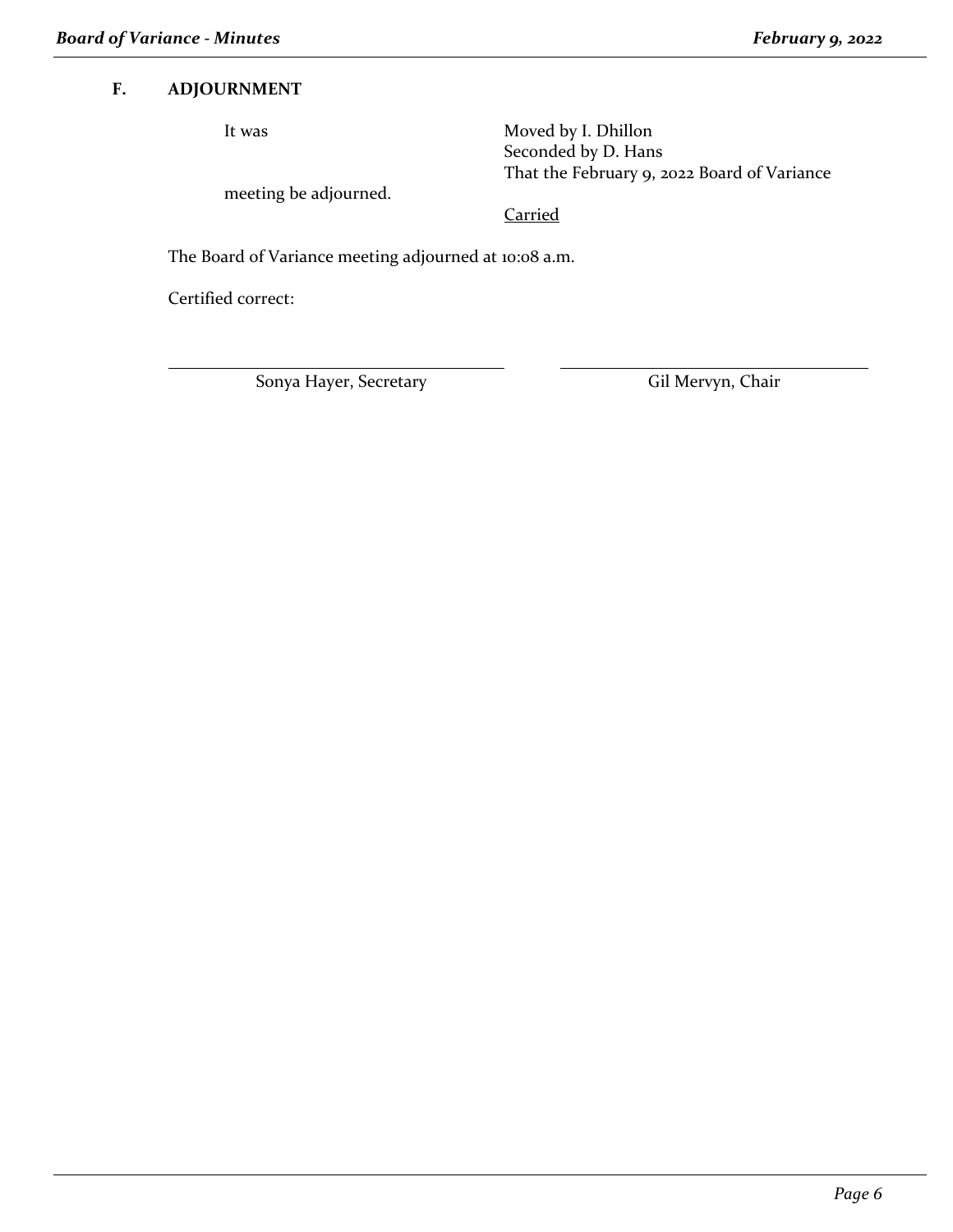## F. ADJOURNMENT

It was

Moved by I. Dhillon
Seconded by D. Hans
That the February 9, 2022 Board of Variance meeting be adjourned.

Carried

The Board of Variance meeting adjourned at 10:08 a.m.

Certified correct:

| | |
|---|---|
| Sonya Hayer, Secretary | Gil Mervyn, Chair |